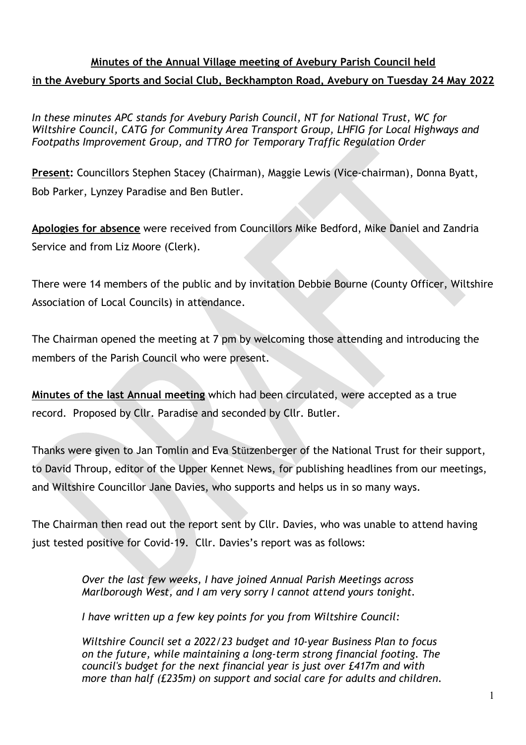# Minutes of the Annual Village meeting of Avebury Parish Council held in the Avebury Sports and Social Club, Beckhampton Road, Avebury on Tuesday 24 May 2022

*In these minutes APC stands for Avebury Parish Council, NT for National Trust, WC for Wiltshire Council, CATG for Community Area Transport Group, LHFIG for Local Highways and Footpaths Improvement Group, and TTRO for Temporary Traffic Regulation Order*

**Present:** Councillors Stephen Stacey (Chairman), Maggie Lewis (Vice-chairman), Donna Byatt, Bob Parker, Lynzey Paradise and Ben Butler.

**Apologies for absence** were received from Councillors Mike Bedford, Mike Daniel and Zandria Service and from Liz Moore (Clerk).

There were 14 members of the public and by invitation Debbie Bourne (County Officer, Wiltshire Association of Local Councils) in attendance.

The Chairman opened the meeting at 7 pm by welcoming those attending and introducing the members of the Parish Council who were present.

**Minutes of the last Annual meeting** which had been circulated, were accepted as a true record. Proposed by Cllr. Paradise and seconded by Cllr. Butler.

Thanks were given to Jan Tomlin and Eva Stützenberger of the National Trust for their support, to David Throup, editor of the Upper Kennet News, for publishing headlines from our meetings, and Wiltshire Councillor Jane Davies, who supports and helps us in so many ways.

The Chairman then read out the report sent by Cllr. Davies, who was unable to attend having just tested positive for Covid-19. Cllr. Davies's report was as follows:

> *Over the last few weeks, I have joined Annual Parish Meetings across Marlborough West, and I am very sorry I cannot attend yours tonight.*
>
> *I have written up a few key points for you from Wiltshire Council:*
>
> *Wiltshire Council set a 2022/23 budget and 10-year Business Plan to focus on the future, while maintaining a long-term strong financial footing. The council's budget for the next financial year is just over £417m and with more than half (£235m) on support and social care for adults and children.*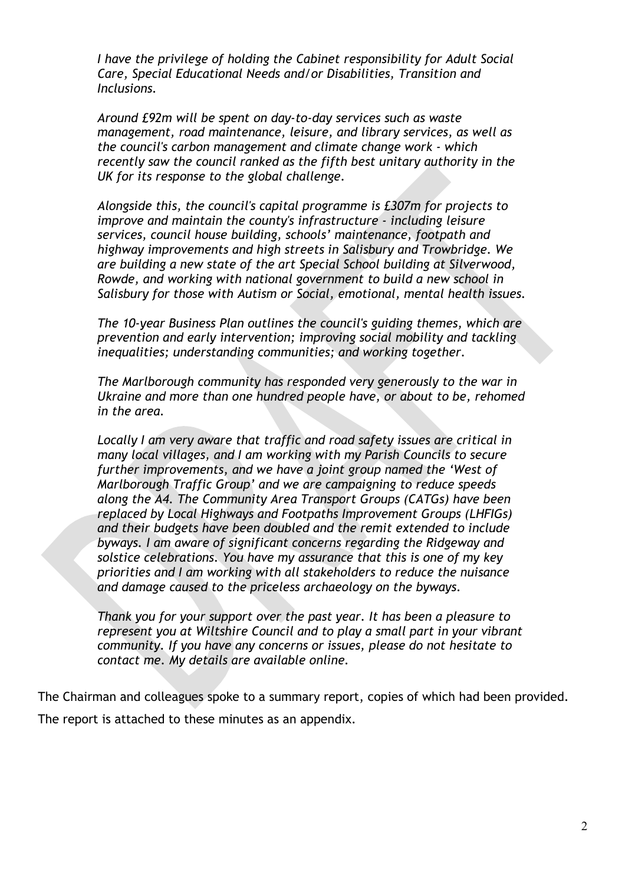*I have the privilege of holding the Cabinet responsibility for Adult Social Care, Special Educational Needs and/or Disabilities, Transition and Inclusions.*

*Around £92m will be spent on day-to-day services such as waste management, road maintenance, leisure, and library services, as well as the council's carbon management and climate change work - which recently saw the council ranked as the fifth best unitary authority in the UK for its response to the global challenge.*

*Alongside this, the council's capital programme is £307m for projects to improve and maintain the county's infrastructure - including leisure services, council house building, schools' maintenance, footpath and highway improvements and high streets in Salisbury and Trowbridge. We are building a new state of the art Special School building at Silverwood, Rowde, and working with national government to build a new school in Salisbury for those with Autism or Social, emotional, mental health issues.*

*The 10-year Business Plan outlines the council's guiding themes, which are prevention and early intervention; improving social mobility and tackling inequalities; understanding communities; and working together.*

*The Marlborough community has responded very generously to the war in Ukraine and more than one hundred people have, or about to be, rehomed in the area.*

*Locally I am very aware that traffic and road safety issues are critical in many local villages, and I am working with my Parish Councils to secure further improvements, and we have a joint group named the 'West of Marlborough Traffic Group' and we are campaigning to reduce speeds along the A4. The Community Area Transport Groups (CATGs) have been replaced by Local Highways and Footpaths Improvement Groups (LHFIGs) and their budgets have been doubled and the remit extended to include byways. I am aware of significant concerns regarding the Ridgeway and solstice celebrations. You have my assurance that this is one of my key priorities and I am working with all stakeholders to reduce the nuisance and damage caused to the priceless archaeology on the byways.*

*Thank you for your support over the past year. It has been a pleasure to represent you at Wiltshire Council and to play a small part in your vibrant community. If you have any concerns or issues, please do not hesitate to contact me. My details are available online.*

The Chairman and colleagues spoke to a summary report, copies of which had been provided.

The report is attached to these minutes as an appendix.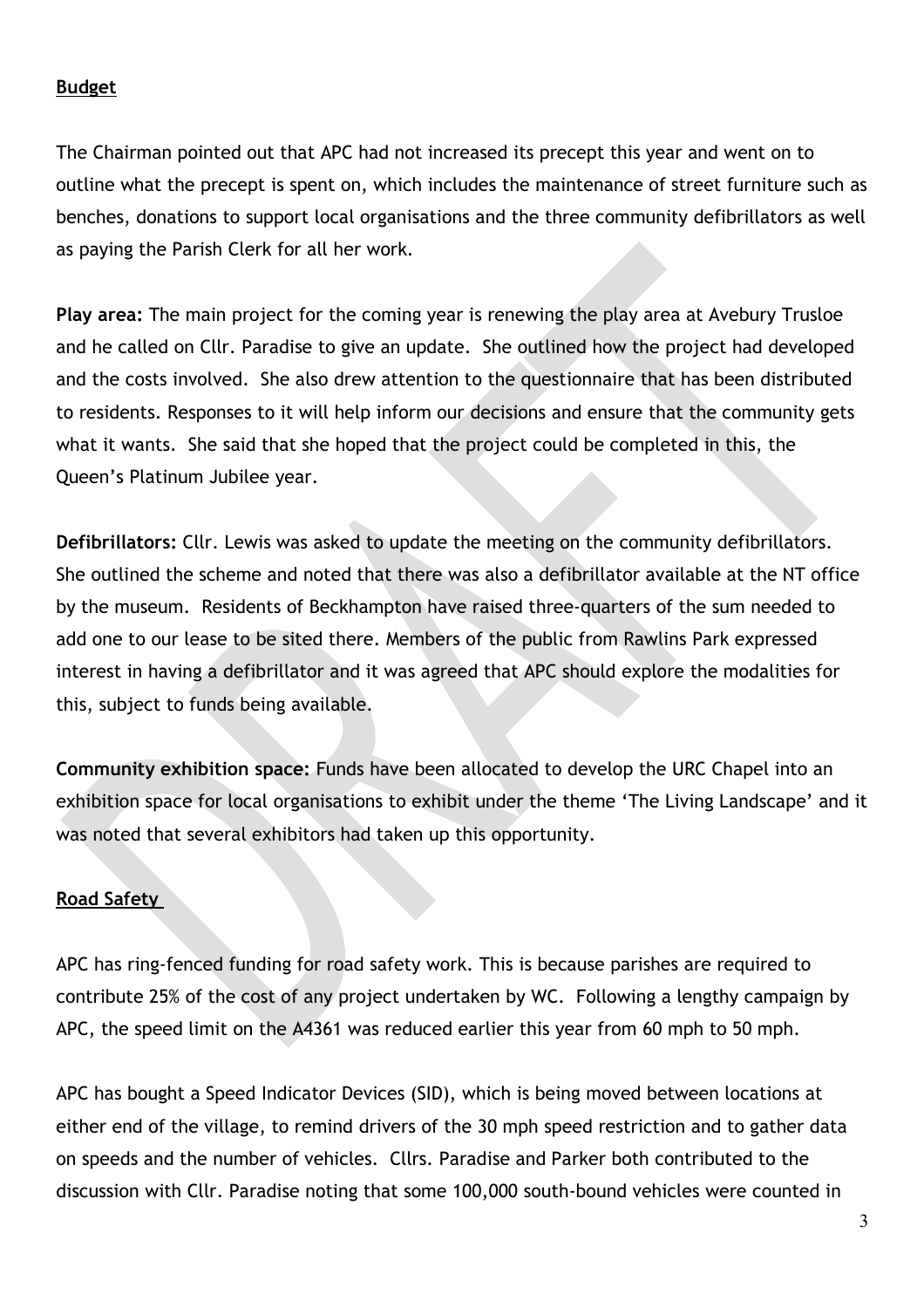**Budget**

The Chairman pointed out that APC had not increased its precept this year and went on to outline what the precept is spent on, which includes the maintenance of street furniture such as benches, donations to support local organisations and the three community defibrillators as well as paying the Parish Clerk for all her work.

**Play area:** The main project for the coming year is renewing the play area at Avebury Trusloe and he called on Cllr. Paradise to give an update. She outlined how the project had developed and the costs involved. She also drew attention to the questionnaire that has been distributed to residents. Responses to it will help inform our decisions and ensure that the community gets what it wants. She said that she hoped that the project could be completed in this, the Queen's Platinum Jubilee year.

**Defibrillators:** Cllr. Lewis was asked to update the meeting on the community defibrillators. She outlined the scheme and noted that there was also a defibrillator available at the NT office by the museum. Residents of Beckhampton have raised three-quarters of the sum needed to add one to our lease to be sited there. Members of the public from Rawlins Park expressed interest in having a defibrillator and it was agreed that APC should explore the modalities for this, subject to funds being available.

**Community exhibition space:** Funds have been allocated to develop the URC Chapel into an exhibition space for local organisations to exhibit under the theme 'The Living Landscape' and it was noted that several exhibitors had taken up this opportunity.

**Road Safety**

APC has ring-fenced funding for road safety work. This is because parishes are required to contribute 25% of the cost of any project undertaken by WC. Following a lengthy campaign by APC, the speed limit on the A4361 was reduced earlier this year from 60 mph to 50 mph.

APC has bought a Speed Indicator Devices (SID), which is being moved between locations at either end of the village, to remind drivers of the 30 mph speed restriction and to gather data on speeds and the number of vehicles. Cllrs. Paradise and Parker both contributed to the discussion with Cllr. Paradise noting that some 100,000 south-bound vehicles were counted in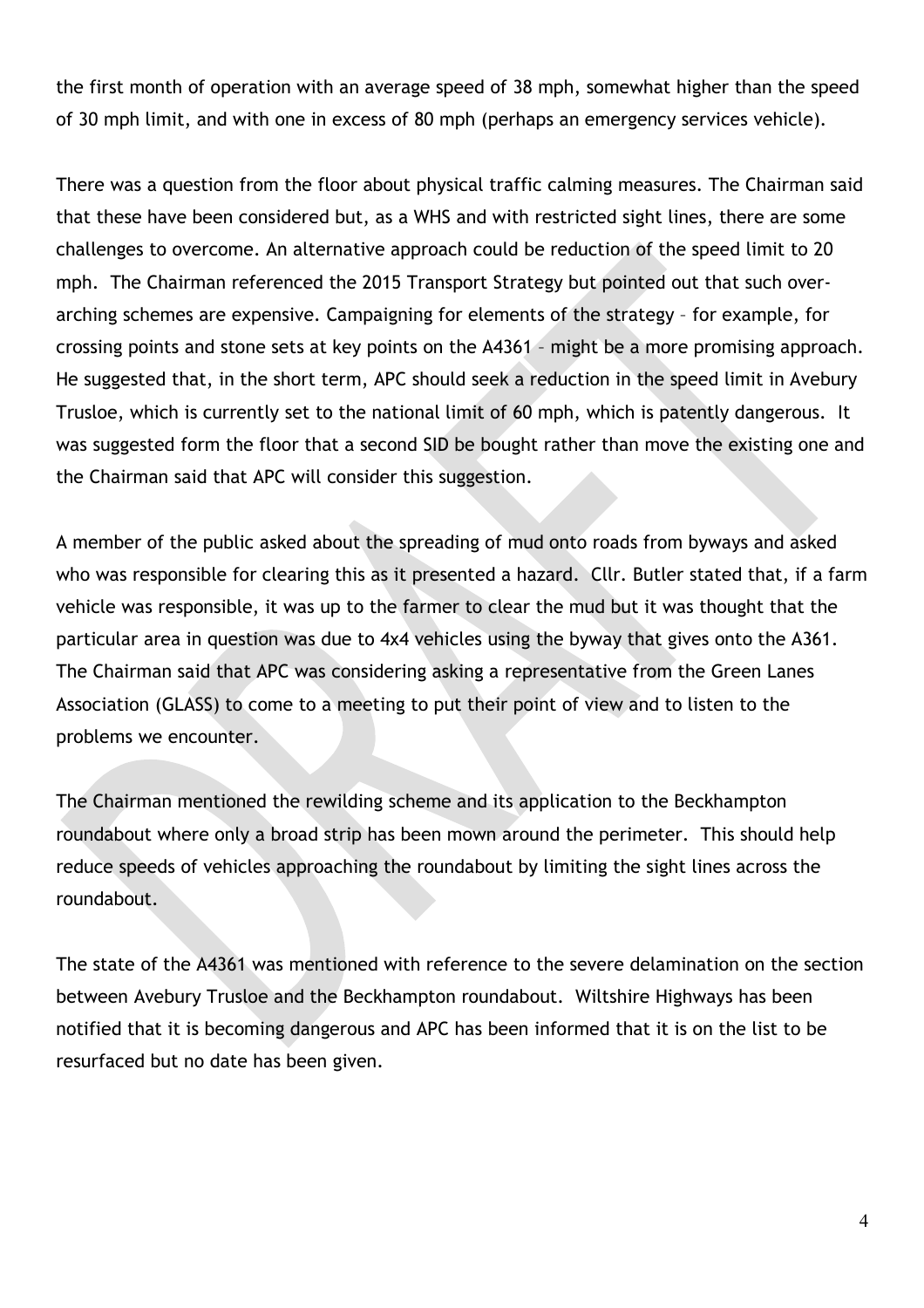the first month of operation with an average speed of 38 mph, somewhat higher than the speed of 30 mph limit, and with one in excess of 80 mph (perhaps an emergency services vehicle).

There was a question from the floor about physical traffic calming measures. The Chairman said that these have been considered but, as a WHS and with restricted sight lines, there are some challenges to overcome. An alternative approach could be reduction of the speed limit to 20 mph. The Chairman referenced the 2015 Transport Strategy but pointed out that such over-arching schemes are expensive. Campaigning for elements of the strategy – for example, for crossing points and stone sets at key points on the A4361 – might be a more promising approach. He suggested that, in the short term, APC should seek a reduction in the speed limit in Avebury Trusloe, which is currently set to the national limit of 60 mph, which is patently dangerous. It was suggested form the floor that a second SID be bought rather than move the existing one and the Chairman said that APC will consider this suggestion.

A member of the public asked about the spreading of mud onto roads from byways and asked who was responsible for clearing this as it presented a hazard. Cllr. Butler stated that, if a farm vehicle was responsible, it was up to the farmer to clear the mud but it was thought that the particular area in question was due to 4x4 vehicles using the byway that gives onto the A361. The Chairman said that APC was considering asking a representative from the Green Lanes Association (GLASS) to come to a meeting to put their point of view and to listen to the problems we encounter.

The Chairman mentioned the rewilding scheme and its application to the Beckhampton roundabout where only a broad strip has been mown around the perimeter. This should help reduce speeds of vehicles approaching the roundabout by limiting the sight lines across the roundabout.

The state of the A4361 was mentioned with reference to the severe delamination on the section between Avebury Trusloe and the Beckhampton roundabout. Wiltshire Highways has been notified that it is becoming dangerous and APC has been informed that it is on the list to be resurfaced but no date has been given.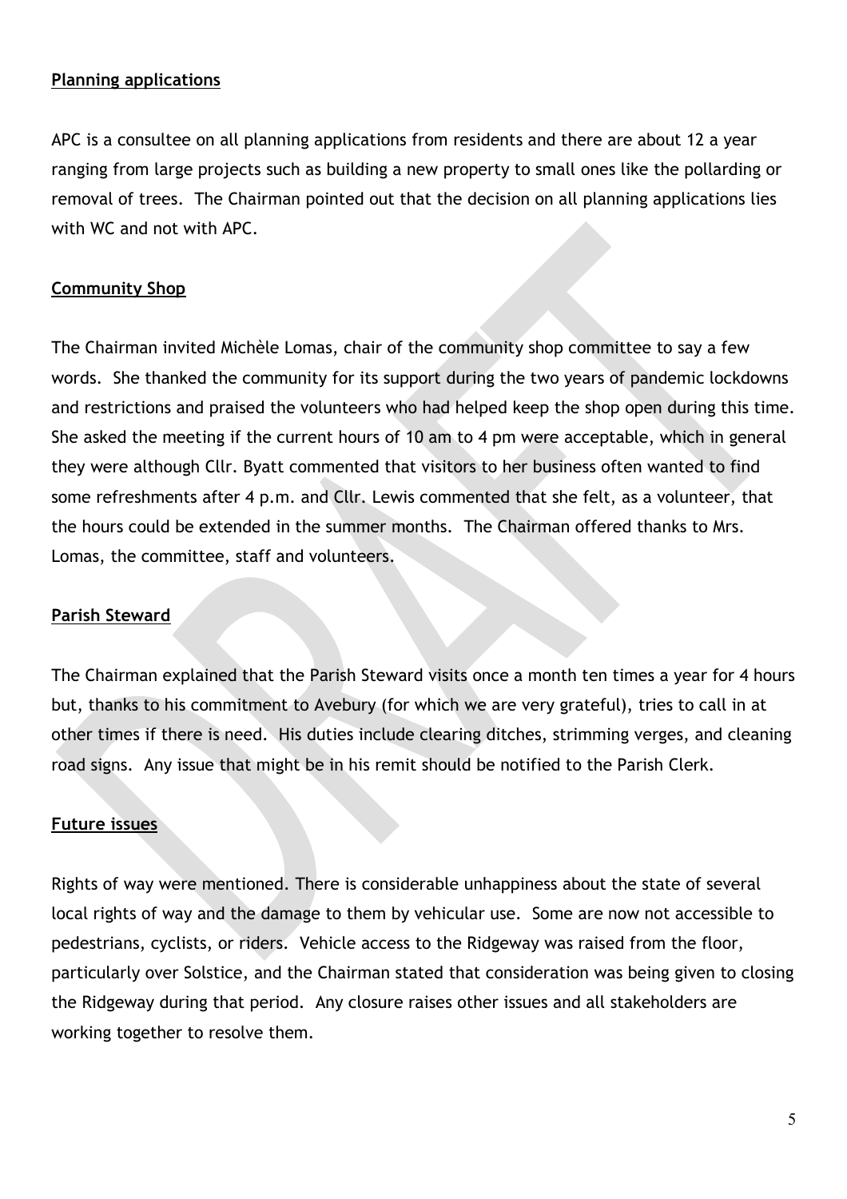**Planning applications**

APC is a consultee on all planning applications from residents and there are about 12 a year ranging from large projects such as building a new property to small ones like the pollarding or removal of trees. The Chairman pointed out that the decision on all planning applications lies with WC and not with APC.

**Community Shop**

The Chairman invited Michèle Lomas, chair of the community shop committee to say a few words. She thanked the community for its support during the two years of pandemic lockdowns and restrictions and praised the volunteers who had helped keep the shop open during this time. She asked the meeting if the current hours of 10 am to 4 pm were acceptable, which in general they were although Cllr. Byatt commented that visitors to her business often wanted to find some refreshments after 4 p.m. and Cllr. Lewis commented that she felt, as a volunteer, that the hours could be extended in the summer months. The Chairman offered thanks to Mrs. Lomas, the committee, staff and volunteers.

**Parish Steward**

The Chairman explained that the Parish Steward visits once a month ten times a year for 4 hours but, thanks to his commitment to Avebury (for which we are very grateful), tries to call in at other times if there is need. His duties include clearing ditches, strimming verges, and cleaning road signs. Any issue that might be in his remit should be notified to the Parish Clerk.

**Future issues**

Rights of way were mentioned. There is considerable unhappiness about the state of several local rights of way and the damage to them by vehicular use. Some are now not accessible to pedestrians, cyclists, or riders. Vehicle access to the Ridgeway was raised from the floor, particularly over Solstice, and the Chairman stated that consideration was being given to closing the Ridgeway during that period. Any closure raises other issues and all stakeholders are working together to resolve them.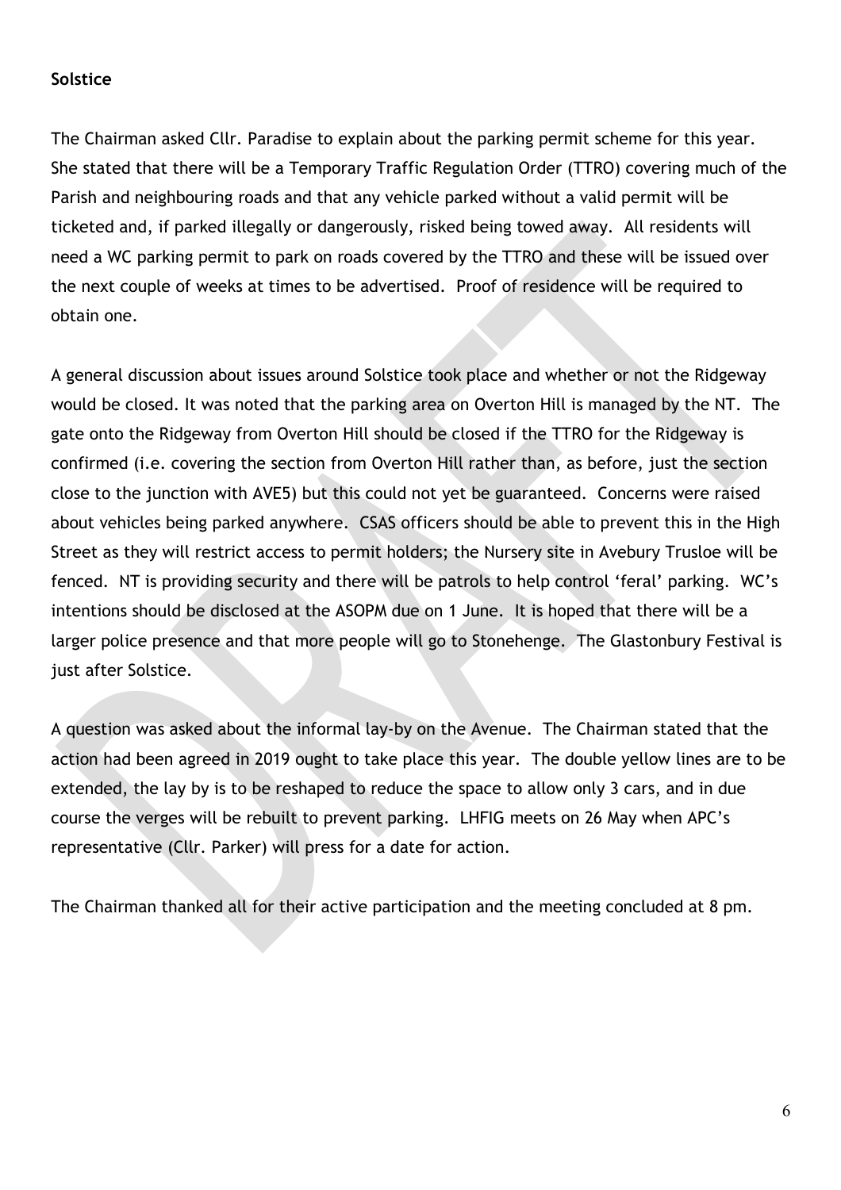**Solstice**

The Chairman asked Cllr. Paradise to explain about the parking permit scheme for this year. She stated that there will be a Temporary Traffic Regulation Order (TTRO) covering much of the Parish and neighbouring roads and that any vehicle parked without a valid permit will be ticketed and, if parked illegally or dangerously, risked being towed away. All residents will need a WC parking permit to park on roads covered by the TTRO and these will be issued over the next couple of weeks at times to be advertised. Proof of residence will be required to obtain one.

A general discussion about issues around Solstice took place and whether or not the Ridgeway would be closed. It was noted that the parking area on Overton Hill is managed by the NT. The gate onto the Ridgeway from Overton Hill should be closed if the TTRO for the Ridgeway is confirmed (i.e. covering the section from Overton Hill rather than, as before, just the section close to the junction with AVE5) but this could not yet be guaranteed. Concerns were raised about vehicles being parked anywhere. CSAS officers should be able to prevent this in the High Street as they will restrict access to permit holders; the Nursery site in Avebury Trusloe will be fenced. NT is providing security and there will be patrols to help control 'feral' parking. WC's intentions should be disclosed at the ASOPM due on 1 June. It is hoped that there will be a larger police presence and that more people will go to Stonehenge. The Glastonbury Festival is just after Solstice.

A question was asked about the informal lay-by on the Avenue. The Chairman stated that the action had been agreed in 2019 ought to take place this year. The double yellow lines are to be extended, the lay by is to be reshaped to reduce the space to allow only 3 cars, and in due course the verges will be rebuilt to prevent parking. LHFIG meets on 26 May when APC's representative (Cllr. Parker) will press for a date for action.

The Chairman thanked all for their active participation and the meeting concluded at 8 pm.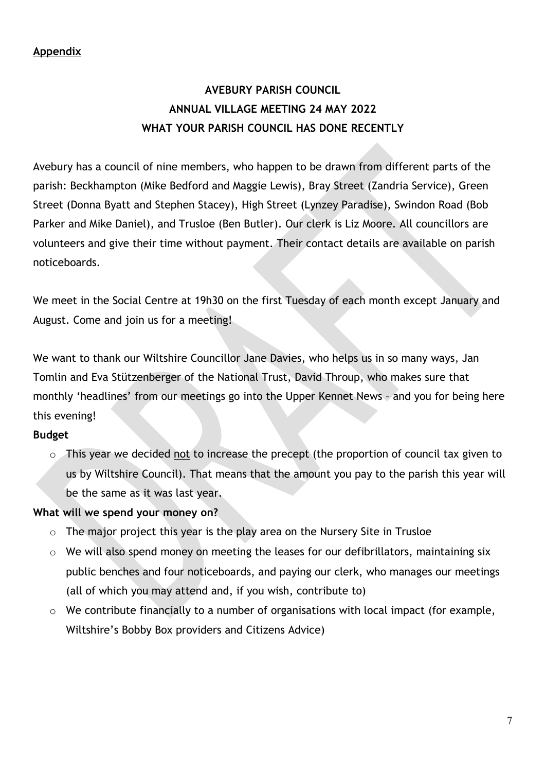**Appendix**

# AVEBURY PARISH COUNCIL
# ANNUAL VILLAGE MEETING 24 MAY 2022
# WHAT YOUR PARISH COUNCIL HAS DONE RECENTLY

Avebury has a council of nine members, who happen to be drawn from different parts of the parish: Beckhampton (Mike Bedford and Maggie Lewis), Bray Street (Zandria Service), Green Street (Donna Byatt and Stephen Stacey), High Street (Lynzey Paradise), Swindon Road (Bob Parker and Mike Daniel), and Trusloe (Ben Butler). Our clerk is Liz Moore. All councillors are volunteers and give their time without payment. Their contact details are available on parish noticeboards.

We meet in the Social Centre at 19h30 on the first Tuesday of each month except January and August. Come and join us for a meeting!

We want to thank our Wiltshire Councillor Jane Davies, who helps us in so many ways, Jan Tomlin and Eva Stützenberger of the National Trust, David Throup, who makes sure that monthly 'headlines' from our meetings go into the Upper Kennet News – and you for being here this evening!

**Budget**

- This year we decided <u>not</u> to increase the precept (the proportion of council tax given to us by Wiltshire Council). That means that the amount you pay to the parish this year will be the same as it was last year.

**What will we spend your money on?**

- The major project this year is the play area on the Nursery Site in Trusloe
- We will also spend money on meeting the leases for our defibrillators, maintaining six public benches and four noticeboards, and paying our clerk, who manages our meetings (all of which you may attend and, if you wish, contribute to)
- We contribute financially to a number of organisations with local impact (for example, Wiltshire's Bobby Box providers and Citizens Advice)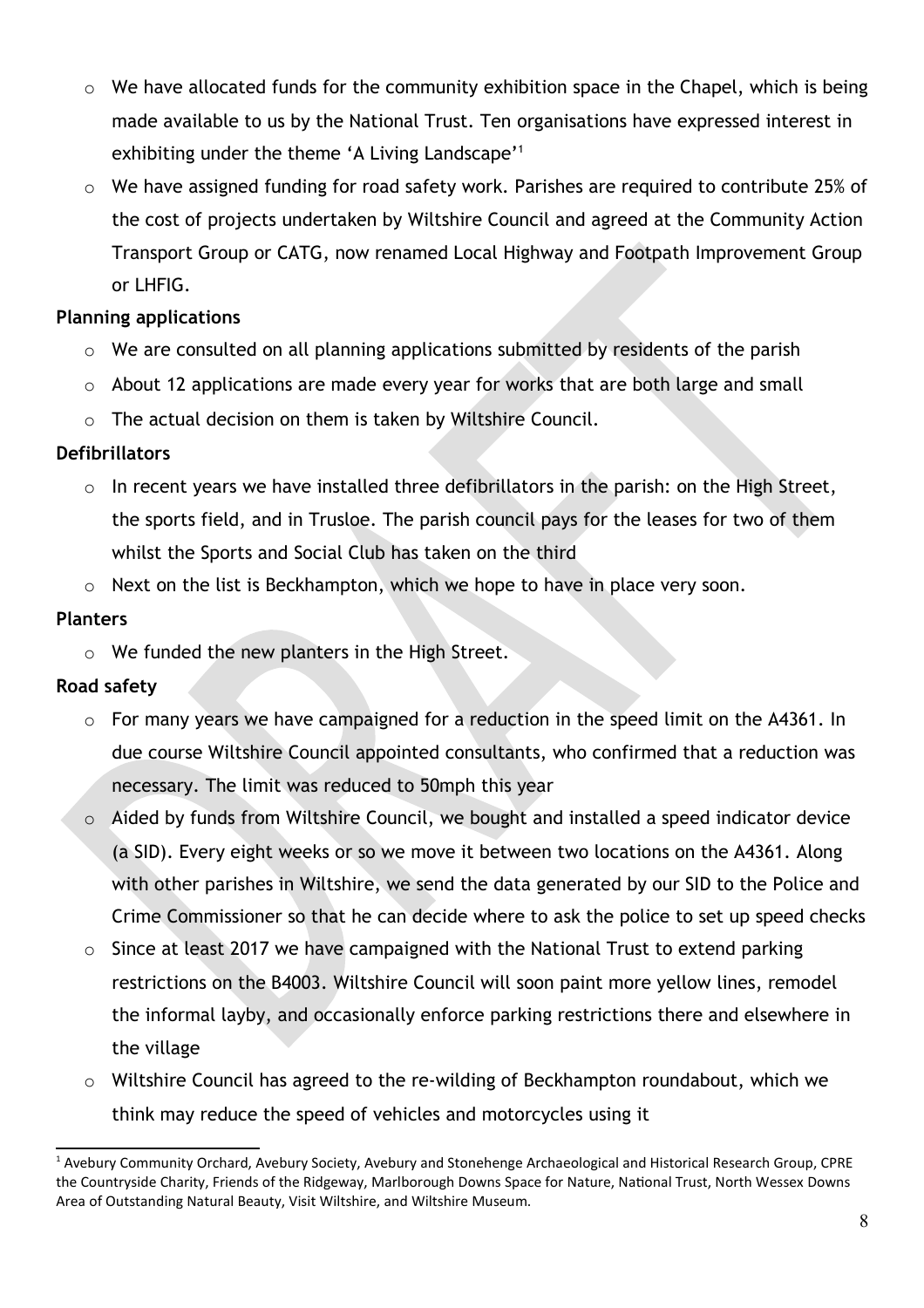- We have allocated funds for the community exhibition space in the Chapel, which is being made available to us by the National Trust. Ten organisations have expressed interest in exhibiting under the theme 'A Living Landscape'[1]
- We have assigned funding for road safety work. Parishes are required to contribute 25% of the cost of projects undertaken by Wiltshire Council and agreed at the Community Action Transport Group or CATG, now renamed Local Highway and Footpath Improvement Group or LHFIG.

**Planning applications**

- We are consulted on all planning applications submitted by residents of the parish
- About 12 applications are made every year for works that are both large and small
- The actual decision on them is taken by Wiltshire Council.

**Defibrillators**

- In recent years we have installed three defibrillators in the parish: on the High Street, the sports field, and in Trusloe. The parish council pays for the leases for two of them whilst the Sports and Social Club has taken on the third
- Next on the list is Beckhampton, which we hope to have in place very soon.

**Planters**

- We funded the new planters in the High Street.

**Road safety**

- For many years we have campaigned for a reduction in the speed limit on the A4361. In due course Wiltshire Council appointed consultants, who confirmed that a reduction was necessary. The limit was reduced to 50mph this year
- Aided by funds from Wiltshire Council, we bought and installed a speed indicator device (a SID). Every eight weeks or so we move it between two locations on the A4361. Along with other parishes in Wiltshire, we send the data generated by our SID to the Police and Crime Commissioner so that he can decide where to ask the police to set up speed checks
- Since at least 2017 we have campaigned with the National Trust to extend parking restrictions on the B4003. Wiltshire Council will soon paint more yellow lines, remodel the informal layby, and occasionally enforce parking restrictions there and elsewhere in the village
- Wiltshire Council has agreed to the re-wilding of Beckhampton roundabout, which we think may reduce the speed of vehicles and motorcycles using it

---

[1] Avebury Community Orchard, Avebury Society, Avebury and Stonehenge Archaeological and Historical Research Group, CPRE the Countryside Charity, Friends of the Ridgeway, Marlborough Downs Space for Nature, National Trust, North Wessex Downs Area of Outstanding Natural Beauty, Visit Wiltshire, and Wiltshire Museum.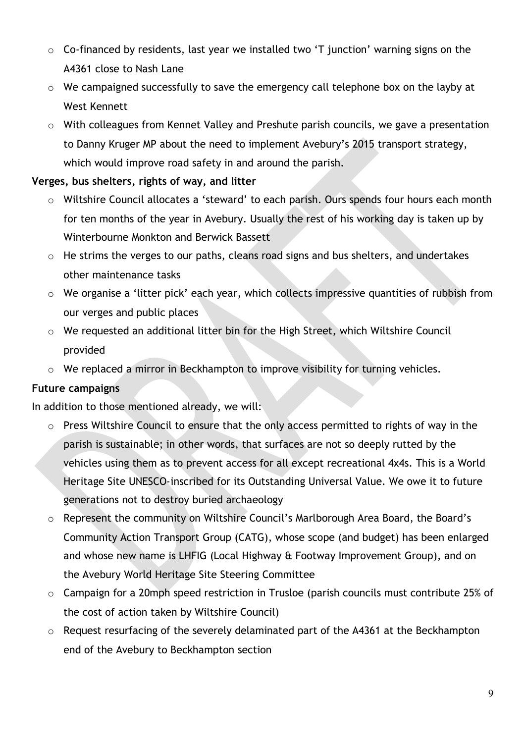- Co-financed by residents, last year we installed two 'T junction' warning signs on the A4361 close to Nash Lane
- We campaigned successfully to save the emergency call telephone box on the layby at West Kennett
- With colleagues from Kennet Valley and Preshute parish councils, we gave a presentation to Danny Kruger MP about the need to implement Avebury's 2015 transport strategy, which would improve road safety in and around the parish.

**Verges, bus shelters, rights of way, and litter**

- Wiltshire Council allocates a 'steward' to each parish. Ours spends four hours each month for ten months of the year in Avebury. Usually the rest of his working day is taken up by Winterbourne Monkton and Berwick Bassett
- He strims the verges to our paths, cleans road signs and bus shelters, and undertakes other maintenance tasks
- We organise a 'litter pick' each year, which collects impressive quantities of rubbish from our verges and public places
- We requested an additional litter bin for the High Street, which Wiltshire Council provided
- We replaced a mirror in Beckhampton to improve visibility for turning vehicles.

**Future campaigns**

In addition to those mentioned already, we will:

- Press Wiltshire Council to ensure that the only access permitted to rights of way in the parish is sustainable; in other words, that surfaces are not so deeply rutted by the vehicles using them as to prevent access for all except recreational 4x4s. This is a World Heritage Site UNESCO-inscribed for its Outstanding Universal Value. We owe it to future generations not to destroy buried archaeology
- Represent the community on Wiltshire Council's Marlborough Area Board, the Board's Community Action Transport Group (CATG), whose scope (and budget) has been enlarged and whose new name is LHFIG (Local Highway & Footway Improvement Group), and on the Avebury World Heritage Site Steering Committee
- Campaign for a 20mph speed restriction in Trusloe (parish councils must contribute 25% of the cost of action taken by Wiltshire Council)
- Request resurfacing of the severely delaminated part of the A4361 at the Beckhampton end of the Avebury to Beckhampton section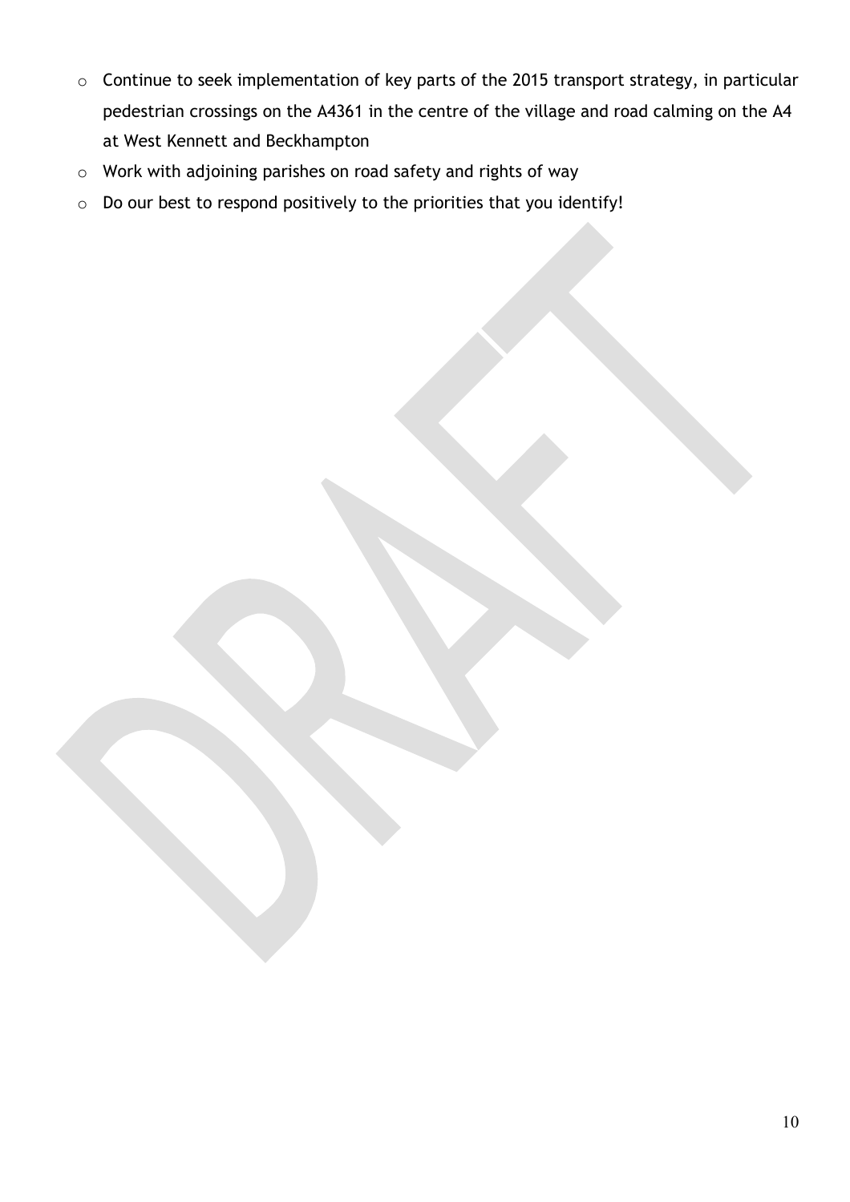- Continue to seek implementation of key parts of the 2015 transport strategy, in particular pedestrian crossings on the A4361 in the centre of the village and road calming on the A4 at West Kennett and Beckhampton
- Work with adjoining parishes on road safety and rights of way
- Do our best to respond positively to the priorities that you identify!